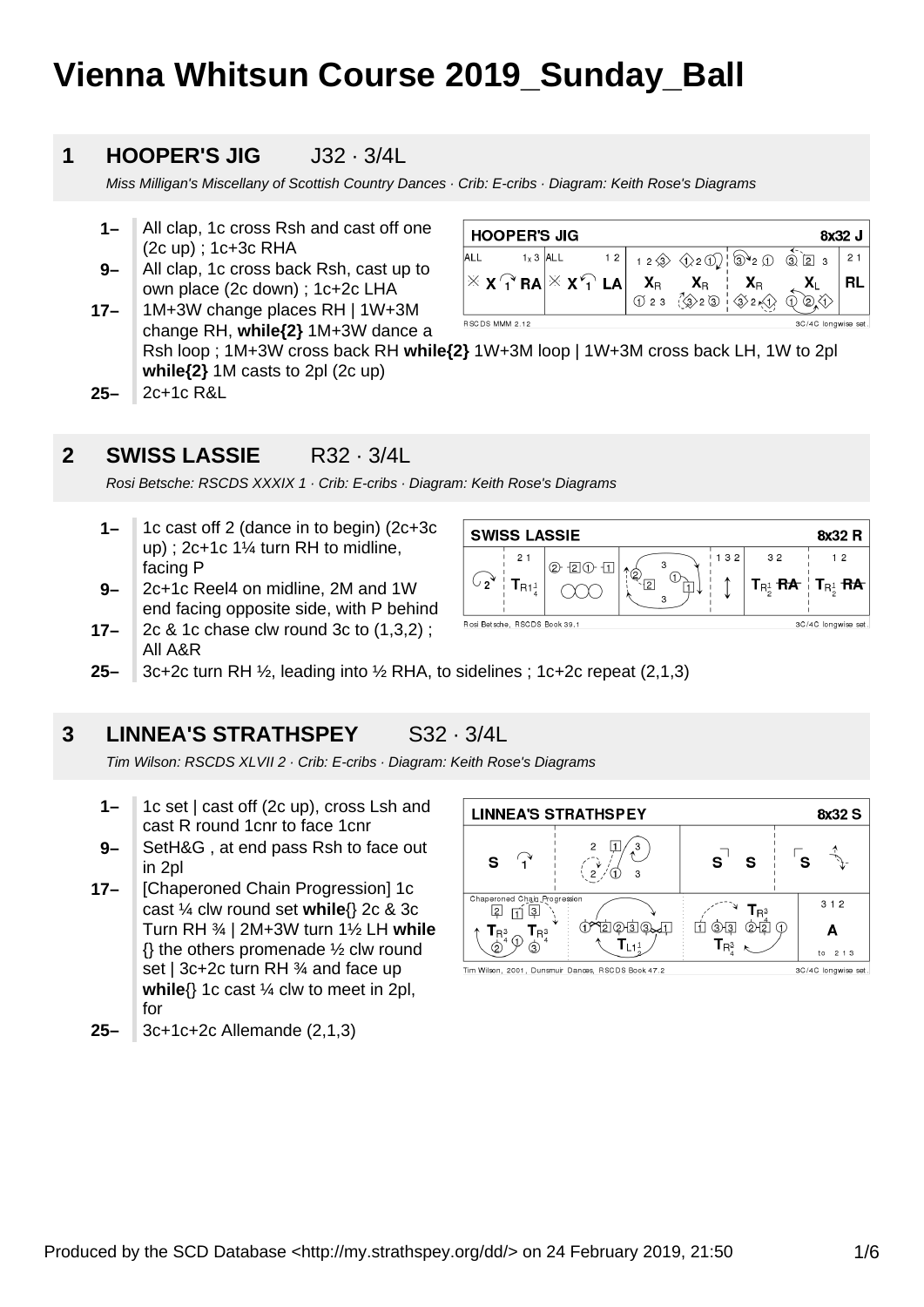# Vienna Whitsun Course 2019_Sunday_Ball

## 1 HOOPER'S JIG J32 · 3/4L

*Miss Milligan's Miscellany of Scottish Country Dances · Crib: E-cribs · Diagram: Keith Rose's Diagrams*

- **1–** All clap, 1c cross Rsh and cast off one (2c up) ; 1c+3c RHA
- **9–** All clap, 1c cross back Rsh, cast up to own place (2c down) ; 1c+2c LHA
- **17–** 1M+3W change places RH | 1W+3M change RH, **while{2}** 1M+3W dance a Rsh loop ; 1M+3W cross back RH **while{2}** 1W+3M loop | 1W+3M cross back LH, 1W to 2pl **while{2}** 1M casts to 2pl (2c up)
- **25–** 2c+1c R&L

## 2 SWISS LASSIE R32 · 3/4L

*Rosi Betsche: RSCDS XXXIX 1 · Crib: E-cribs · Diagram: Keith Rose's Diagrams*

- **1–** 1c cast off 2 (dance in to begin) (2c+3c up) ; 2c+1c 1¼ turn RH to midline, facing P
- **9–** 2c+1c Reel4 on midline, 2M and 1W end facing opposite side, with P behind
- **17–** 2c & 1c chase clw round 3c to (1,3,2) ; All A&R
- **25–** 3c+2c turn RH ½, leading into ½ RHA, to sidelines ; 1c+2c repeat (2,1,3)

## 3 LINNEA'S STRATHSPEY S32 · 3/4L

*Tim Wilson: RSCDS XLVII 2 · Crib: E-cribs · Diagram: Keith Rose's Diagrams*

- **1–** 1c set | cast off (2c up), cross Lsh and cast R round 1cnr to face 1cnr
- **9–** SetH&G , at end pass Rsh to face out in 2pl
- **17–** [Chaperoned Chain Progression] 1c cast ¼ clw round set **while**{} 2c & 3c Turn RH ¾ | 2M+3W turn 1½ LH **while** {} the others promenade ½ clw round set | 3c+2c turn RH ¾ and face up **while**{} 1c cast ¼ clw to meet in 2pl, for
- **25–** 3c+1c+2c Allemande (2,1,3)

Produced by the SCD Database <http://my.strathspey.org/dd/> on 24 February 2019, 21:50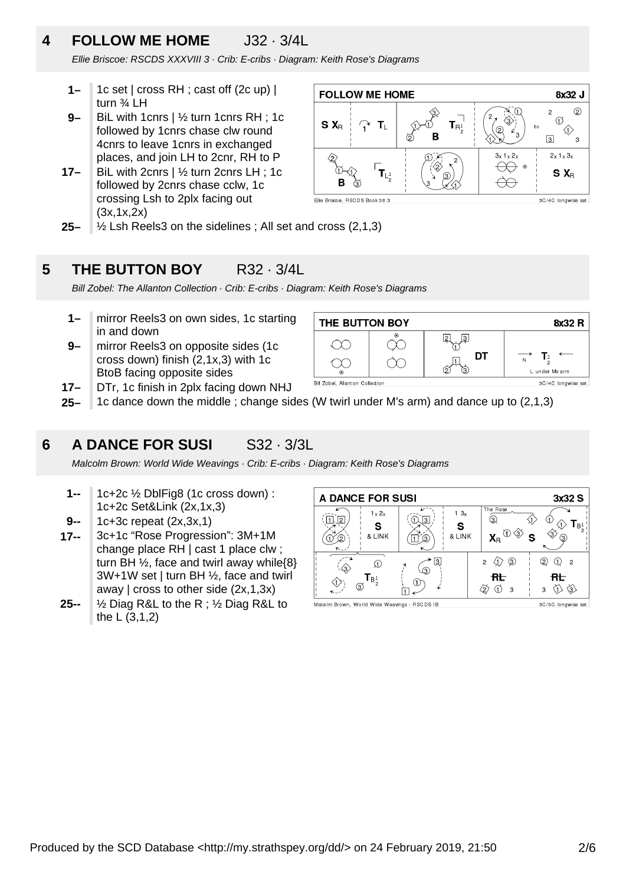## 4 FOLLOW ME HOME J32 · 3/4L

*Ellie Briscoe: RSCDS XXXVIII 3 · Crib: E-cribs · Diagram: Keith Rose's Diagrams*

- **1–** 1c set | cross RH ; cast off (2c up) | turn ¾ LH
- **9–** BiL with 1cnrs | ½ turn 1cnrs RH ; 1c followed by 1cnrs chase clw round 4cnrs to leave 1cnrs in exchanged places, and join LH to 2cnr, RH to P
- **17–** BiL with 2cnrs | ½ turn 2cnrs LH ; 1c followed by 2cnrs chase cclw, 1c crossing Lsh to 2plx facing out (3x,1x,2x)
- **25–** ½ Lsh Reels3 on the sidelines ; All set and cross (2,1,3)

## 5 THE BUTTON BOY R32 · 3/4L

*Bill Zobel: The Allanton Collection · Crib: E-cribs · Diagram: Keith Rose's Diagrams*

- **1–** mirror Reels3 on own sides, 1c starting in and down
- **9–** mirror Reels3 on opposite sides (1c cross down) finish (2,1x,3) with 1c BtoB facing opposite sides
- **17–** DTr, 1c finish in 2plx facing down NHJ
- **25–** 1c dance down the middle ; change sides (W twirl under M's arm) and dance up to (2,1,3)

## 6 A DANCE FOR SUSI S32 · 3/3L

*Malcolm Brown: World Wide Weavings · Crib: E-cribs · Diagram: Keith Rose's Diagrams*

- **1--** 1c+2c ½ DblFig8 (1c cross down) : 1c+2c Set&Link (2x,1x,3)
- **9--** 1c+3c repeat (2x,3x,1)
- **17--** 3c+1c "Rose Progression": 3M+1M change place RH | cast 1 place clw ; turn BH ½, face and twirl away while{8} 3W+1W set | turn BH ½, face and twirl away | cross to other side (2x,1,3x)
- **25--** ½ Diag R&L to the R ; ½ Diag R&L to the L (3,1,2)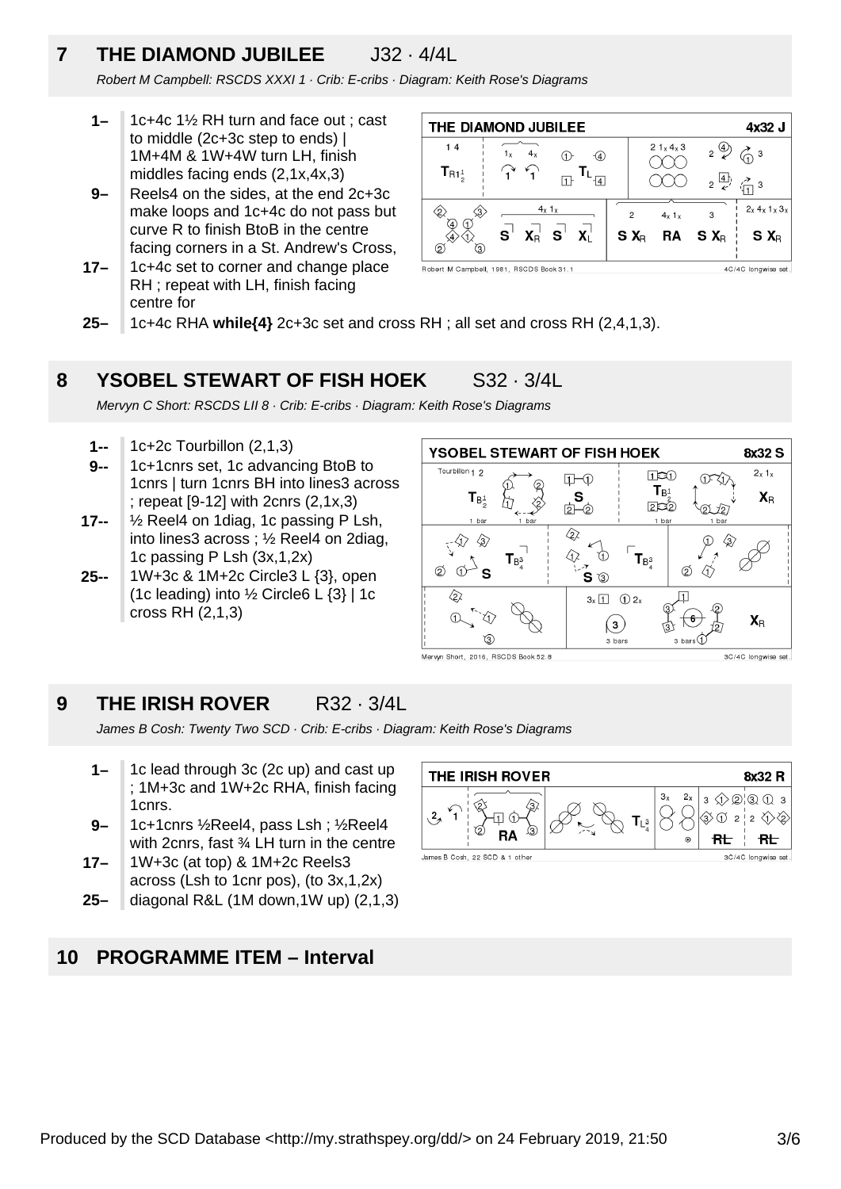## 7 THE DIAMOND JUBILEE J32 · 4/4L

*Robert M Campbell: RSCDS XXXI 1 · Crib: E-cribs · Diagram: Keith Rose's Diagrams*

**1–** 1c+4c 1½ RH turn and face out ; cast to middle (2c+3c step to ends) | 1M+4M & 1W+4W turn LH, finish middles facing ends (2,1x,4x,3)

**9–** Reels4 on the sides, at the end 2c+3c make loops and 1c+4c do not pass but curve R to finish BtoB in the centre facing corners in a St. Andrew's Cross,

**17–** 1c+4c set to corner and change place RH ; repeat with LH, finish facing centre for

**25–** 1c+4c RHA **while{4}** 2c+3c set and cross RH ; all set and cross RH (2,4,1,3).

## 8 YSOBEL STEWART OF FISH HOEK S32 · 3/4L

*Mervyn C Short: RSCDS LII 8 · Crib: E-cribs · Diagram: Keith Rose's Diagrams*

**1--** 1c+2c Tourbillon (2,1,3)

**9--** 1c+1cnrs set, 1c advancing BtoB to 1cnrs | turn 1cnrs BH into lines3 across ; repeat [9-12] with 2cnrs (2,1x,3)

**17--** ½ Reel4 on 1diag, 1c passing P Lsh, into lines3 across ; ½ Reel4 on 2diag, 1c passing P Lsh (3x,1,2x)

**25--** 1W+3c & 1M+2c Circle3 L {3}, open (1c leading) into ½ Circle6 L {3} | 1c cross RH (2,1,3)

## 9 THE IRISH ROVER R32 · 3/4L

*James B Cosh: Twenty Two SCD · Crib: E-cribs · Diagram: Keith Rose's Diagrams*

**1–** 1c lead through 3c (2c up) and cast up ; 1M+3c and 1W+2c RHA, finish facing 1cnrs.

**9–** 1c+1cnrs ½Reel4, pass Lsh ; ½Reel4 with 2cnrs, fast ¾ LH turn in the centre

**17–** 1W+3c (at top) & 1M+2c Reels3 across (Lsh to 1cnr pos), (to 3x,1,2x)

**25–** diagonal R&L (1M down,1W up) (2,1,3)

## 10 PROGRAMME ITEM – Interval

Produced by the SCD Database <http://my.strathspey.org/dd/> on 24 February 2019, 21:50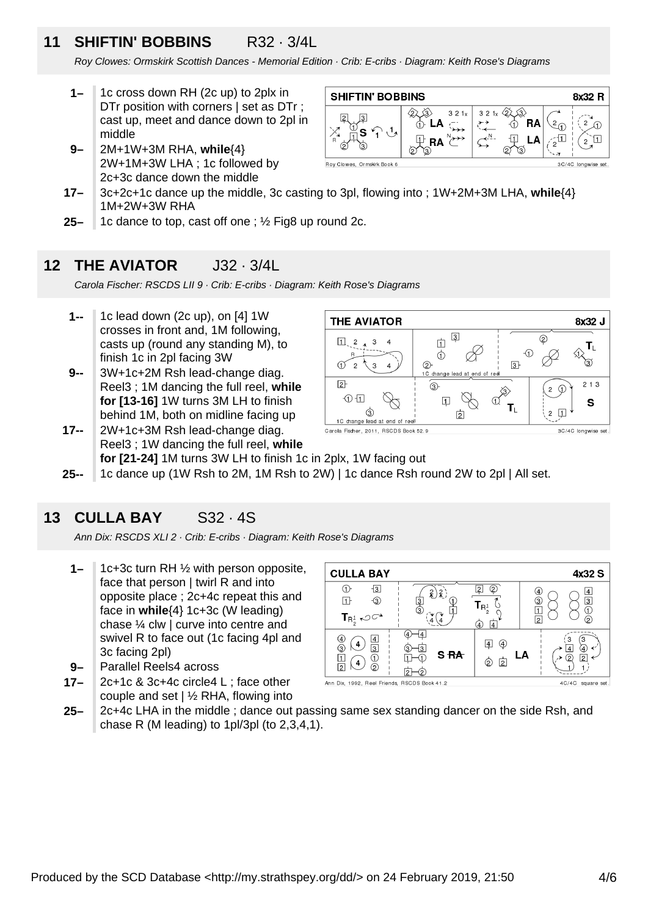## 11 SHIFTIN' BOBBINS R32 · 3/4L

*Roy Clowes: Ormskirk Scottish Dances - Memorial Edition · Crib: E-cribs · Diagram: Keith Rose's Diagrams*

- **1–** 1c cross down RH (2c up) to 2plx in DTr position with corners | set as DTr ; cast up, meet and dance down to 2pl in middle
- **9–** 2M+1W+3M RHA, **while**{4} 2W+1M+3W LHA ; 1c followed by 2c+3c dance down the middle
- **17–** 3c+2c+1c dance up the middle, 3c casting to 3pl, flowing into ; 1W+2M+3M LHA, **while**{4} 1M+2W+3W RHA
- **25–** 1c dance to top, cast off one ; ½ Fig8 up round 2c.

## 12 THE AVIATOR J32 · 3/4L

*Carola Fischer: RSCDS LII 9 · Crib: E-cribs · Diagram: Keith Rose's Diagrams*

- **1--** 1c lead down (2c up), on [4] 1W crosses in front and, 1M following, casts up (round any standing M), to finish 1c in 2pl facing 3W
- **9--** 3W+1c+2M Rsh lead-change diag. Reel3 ; 1M dancing the full reel, **while for [13-16]** 1W turns 3M LH to finish behind 1M, both on midline facing up
- **17--** 2W+1c+3M Rsh lead-change diag. Reel3 ; 1W dancing the full reel, **while for [21-24]** 1M turns 3W LH to finish 1c in 2plx, 1W facing out
- **25--** 1c dance up (1W Rsh to 2M, 1M Rsh to 2W) | 1c dance Rsh round 2W to 2pl | All set.

## 13 CULLA BAY S32 · 4S

*Ann Dix: RSCDS XLI 2 · Crib: E-cribs · Diagram: Keith Rose's Diagrams*

- **1–** 1c+3c turn RH ½ with person opposite, face that person | twirl R and into opposite place ; 2c+4c repeat this and face in **while**{4} 1c+3c (W leading) chase ¼ clw | curve into centre and swivel R to face out (1c facing 4pl and 3c facing 2pl)
- **9–** Parallel Reels4 across
- **17–** 2c+1c & 3c+4c circle4 L ; face other couple and set | ½ RHA, flowing into
- **25–** 2c+4c LHA in the middle ; dance out passing same sex standing dancer on the side Rsh, and chase R (M leading) to 1pl/3pl (to 2,3,4,1).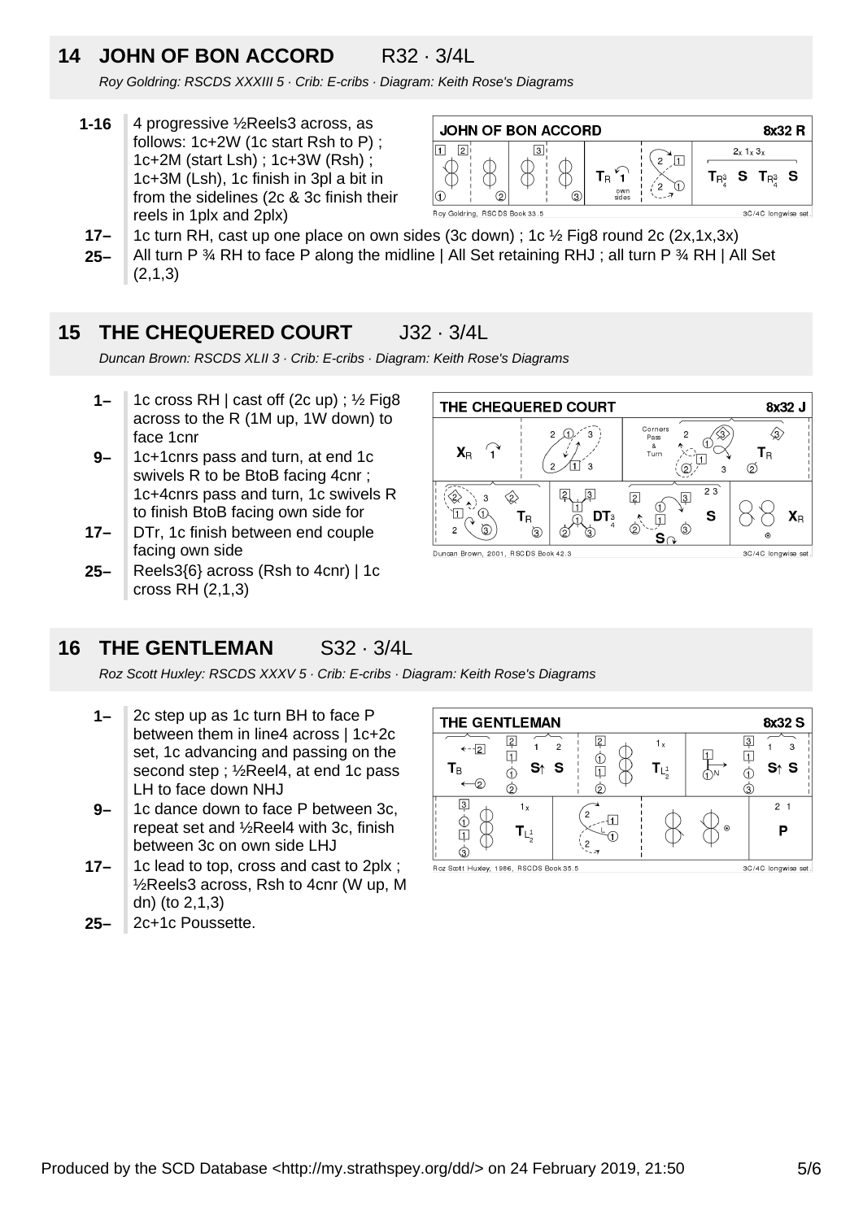## 14 JOHN OF BON ACCORD R32 · 3/4L

*Roy Goldring: RSCDS XXXIII 5 · Crib: E-cribs · Diagram: Keith Rose's Diagrams*

- **1-16** 4 progressive ½Reels3 across, as follows: 1c+2W (1c start Rsh to P) ; 1c+2M (start Lsh) ; 1c+3W (Rsh) ; 1c+3M (Lsh), 1c finish in 3pl a bit in from the sidelines (2c & 3c finish their reels in 1plx and 2plx)
- **17–** 1c turn RH, cast up one place on own sides (3c down) ; 1c ½ Fig8 round 2c (2x,1x,3x)
- **25–** All turn P ¾ RH to face P along the midline | All Set retaining RHJ ; all turn P ¾ RH | All Set (2,1,3)

## 15 THE CHEQUERED COURT J32 · 3/4L

*Duncan Brown: RSCDS XLII 3 · Crib: E-cribs · Diagram: Keith Rose's Diagrams*

- **1–** 1c cross RH | cast off (2c up) ; ½ Fig8 across to the R (1M up, 1W down) to face 1cnr
- **9–** 1c+1cnrs pass and turn, at end 1c swivels R to be BtoB facing 4cnr ; 1c+4cnrs pass and turn, 1c swivels R to finish BtoB facing own side for
- **17–** DTr, 1c finish between end couple facing own side
- **25–** Reels3{6} across (Rsh to 4cnr) | 1c cross RH (2,1,3)

## 16 THE GENTLEMAN S32 · 3/4L

*Roz Scott Huxley: RSCDS XXXV 5 · Crib: E-cribs · Diagram: Keith Rose's Diagrams*

- **1–** 2c step up as 1c turn BH to face P between them in line4 across | 1c+2c set, 1c advancing and passing on the second step ; ½Reel4, at end 1c pass LH to face down NHJ
- **9–** 1c dance down to face P between 3c, repeat set and ½Reel4 with 3c, finish between 3c on own side LHJ
- **17–** 1c lead to top, cross and cast to 2plx ; ½Reels3 across, Rsh to 4cnr (W up, M dn) (to 2,1,3)
- **25–** 2c+1c Poussette.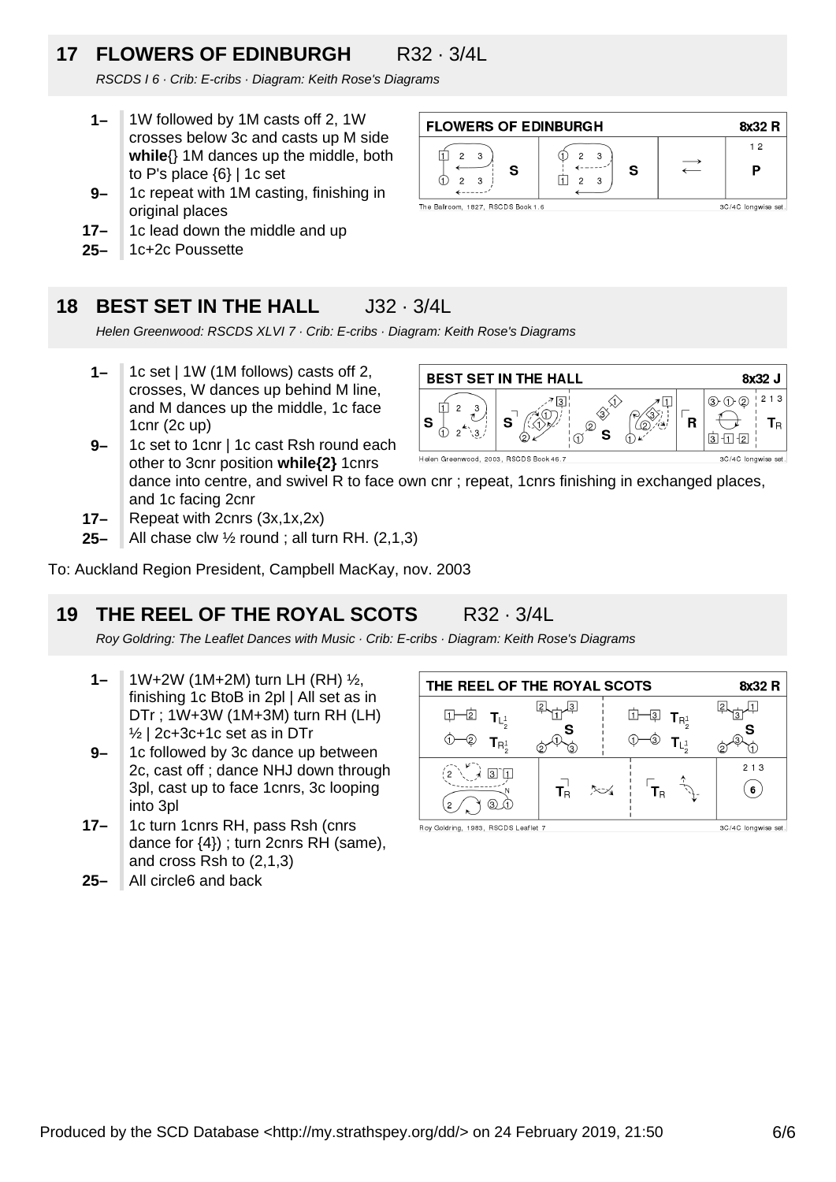## 17 FLOWERS OF EDINBURGH R32 · 3/4L

*RSCDS I 6 · Crib: E-cribs · Diagram: Keith Rose's Diagrams*

- **1–** 1W followed by 1M casts off 2, 1W crosses below 3c and casts up M side **while**{} 1M dances up the middle, both to P's place {6} | 1c set
- **9–** 1c repeat with 1M casting, finishing in original places
- **17–** 1c lead down the middle and up
- **25–** 1c+2c Poussette

FLOWERS OF EDINBURGH 8x32 R

S S P

1 2

The Ballroom, 1827, RSCDS Book 1.6 3C/4C longwise set.

## 18 BEST SET IN THE HALL J32 · 3/4L

*Helen Greenwood: RSCDS XLVI 7 · Crib: E-cribs · Diagram: Keith Rose's Diagrams*

- **1–** 1c set | 1W (1M follows) casts off 2, crosses, W dances up behind M line, and M dances up the middle, 1c face 1cnr (2c up)
- **9–** 1c set to 1cnr | 1c cast Rsh round each other to 3cnr position **while{2}** 1cnrs dance into centre, and swivel R to face own cnr ; repeat, 1cnrs finishing in exchanged places, and 1c facing 2cnr
- **17–** Repeat with 2cnrs (3x,1x,2x)
- **25–** All chase clw ½ round ; all turn RH. (2,1,3)

BEST SET IN THE HALL 8x32 J

S S S R $T_R$

2 1 3

Helen Greenwood, 2003, RSCDS Book 46.7 3C/4C longwise set.

To: Auckland Region President, Campbell MacKay, nov. 2003

## 19 THE REEL OF THE ROYAL SCOTS R32 · 3/4L

*Roy Goldring: The Leaflet Dances with Music · Crib: E-cribs · Diagram: Keith Rose's Diagrams*

- **1–** 1W+2W (1M+2M) turn LH (RH) ½, finishing 1c BtoB in 2pl | All set as in DTr ; 1W+3W (1M+3M) turn RH (LH) ½ | 2c+3c+1c set as in DTr
- **9–** 1c followed by 3c dance up between 2c, cast off ; dance NHJ down through 3pl, cast up to face 1cnrs, 3c looping into 3pl
- **17–** 1c turn 1cnrs RH, pass Rsh (cnrs dance for {4}) ; turn 2cnrs RH (same), and cross Rsh to (2,1,3)
- **25–** All circle6 and back

THE REEL OF THE ROYAL SCOTS 8x32 R

$T_{L\frac{1}{2}}$ $T_{R\frac{1}{2}}$ S $T_{R\frac{1}{2}}$ $T_{L\frac{1}{2}}$ S

$T_R$ $T_R$ 6

2 1 3

Roy Goldring, 1983, RSCDS Leaflet 7 3C/4C longwise set.

Produced by the SCD Database <http://my.strathspey.org/dd/> on 24 February 2019, 21:50